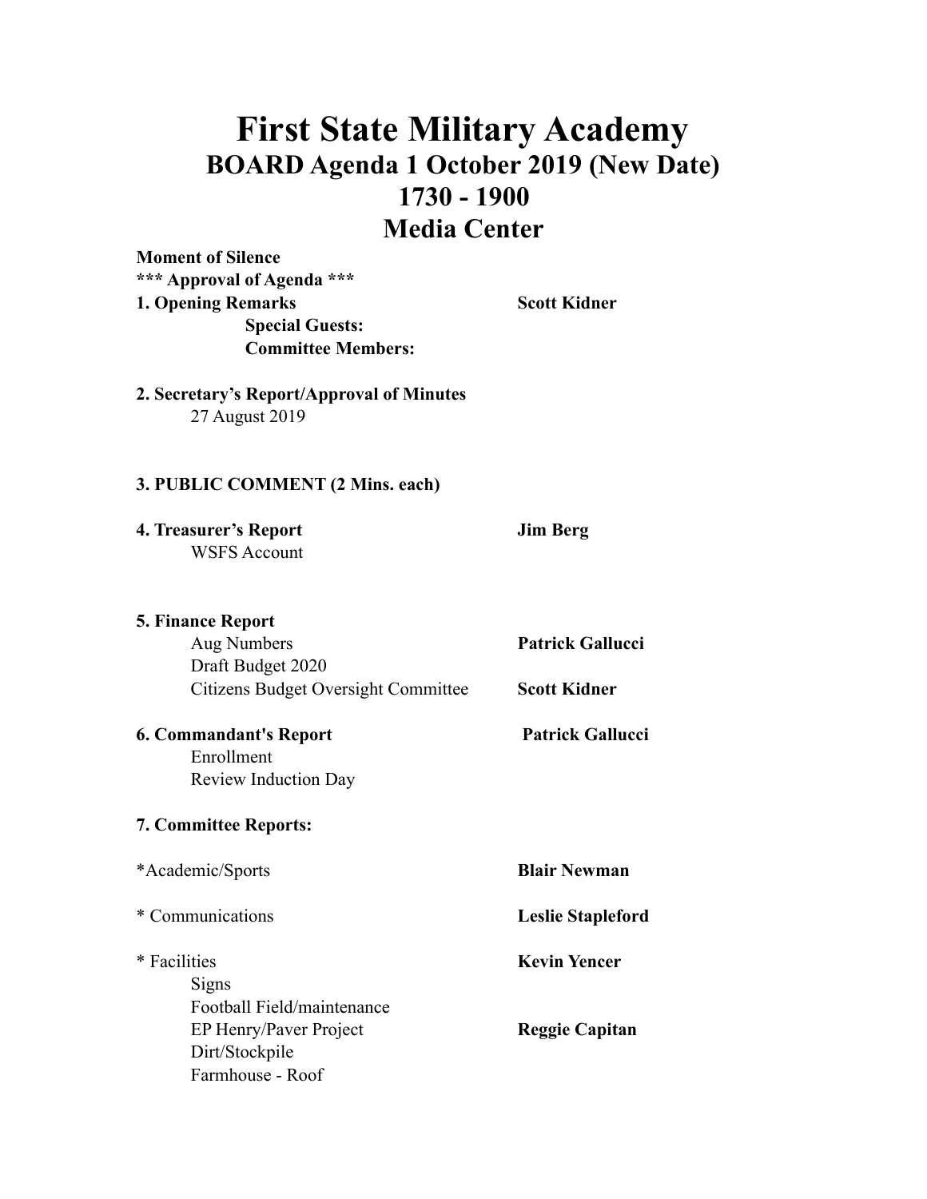# First State Military Academy

## BOARD Agenda 1 October 2019 (New Date)

## 1730 - 1900

## Media Center

**Moment of Silence**

**\*\*\* Approval of Agenda \*\*\***

**1. Opening Remarks** — **Scott Kidner**

- **Special Guests:**
- **Committee Members:**

**2. Secretary's Report/Approval of Minutes**

27 August 2019

**3. PUBLIC COMMENT (2 Mins. each)**

**4. Treasurer's Report** — **Jim Berg**

WSFS Account

**5. Finance Report**

- Aug Numbers — **Patrick Gallucci**
- Draft Budget 2020
- Citizens Budget Oversight Committee — **Scott Kidner**

**6. Commandant's Report** — **Patrick Gallucci**

- Enrollment
- Review Induction Day

**7. Committee Reports:**

*Academic/Sports — **Blair Newman**

* Communications — **Leslie Stapleford**

* Facilities — **Kevin Yencer**

- Signs
- Football Field/maintenance
- EP Henry/Paver Project — **Reggie Capitan**
- Dirt/Stockpile
- Farmhouse - Roof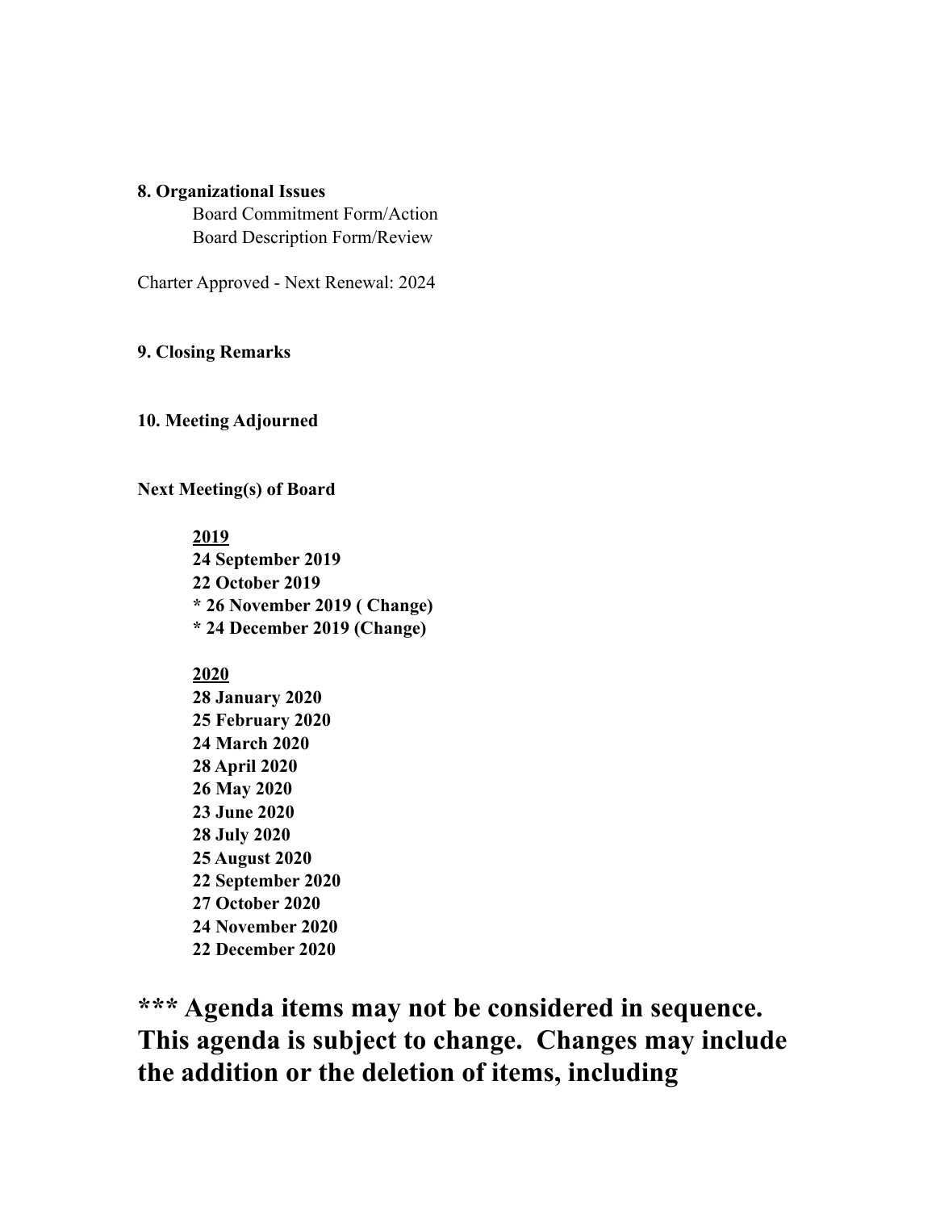**8. Organizational Issues**

Board Commitment Form/Action
Board Description Form/Review

Charter Approved - Next Renewal: 2024

**9. Closing Remarks**

**10. Meeting Adjourned**

**Next Meeting(s) of Board**

**<u>2019</u>**
**24 September 2019**
**22 October 2019**
**\* 26 November 2019 ( Change)**
**\* 24 December 2019 (Change)**

**<u>2020</u>**
**28 January 2020**
**25 February 2020**
**24 March 2020**
**28 April 2020**
**26 May 2020**
**23 June 2020**
**28 July 2020**
**25 August 2020**
**22 September 2020**
**27 October 2020**
**24 November 2020**
**22 December 2020**

## *** Agenda items may not be considered in sequence. This agenda is subject to change. Changes may include the addition or the deletion of items, including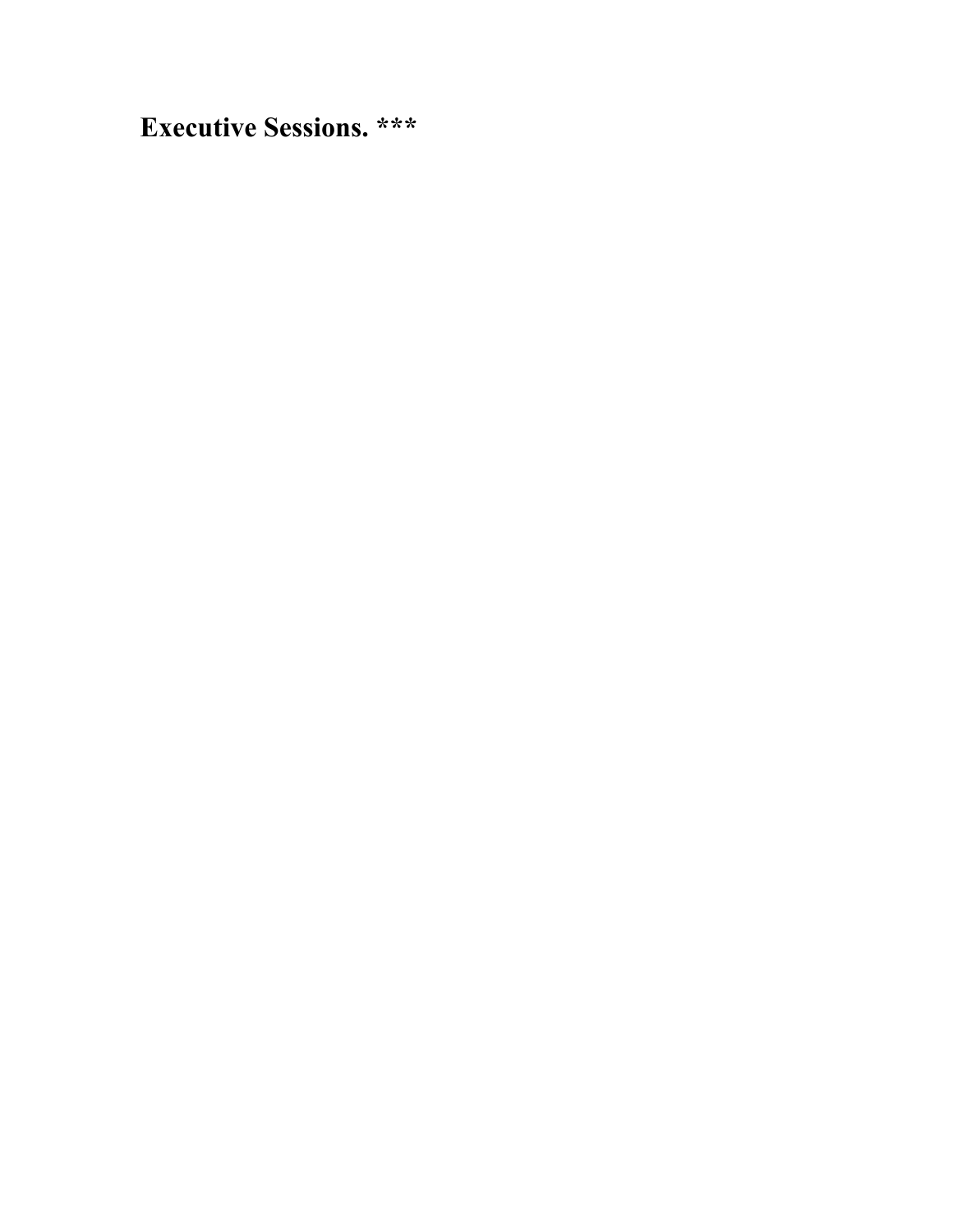**Executive Sessions. ***